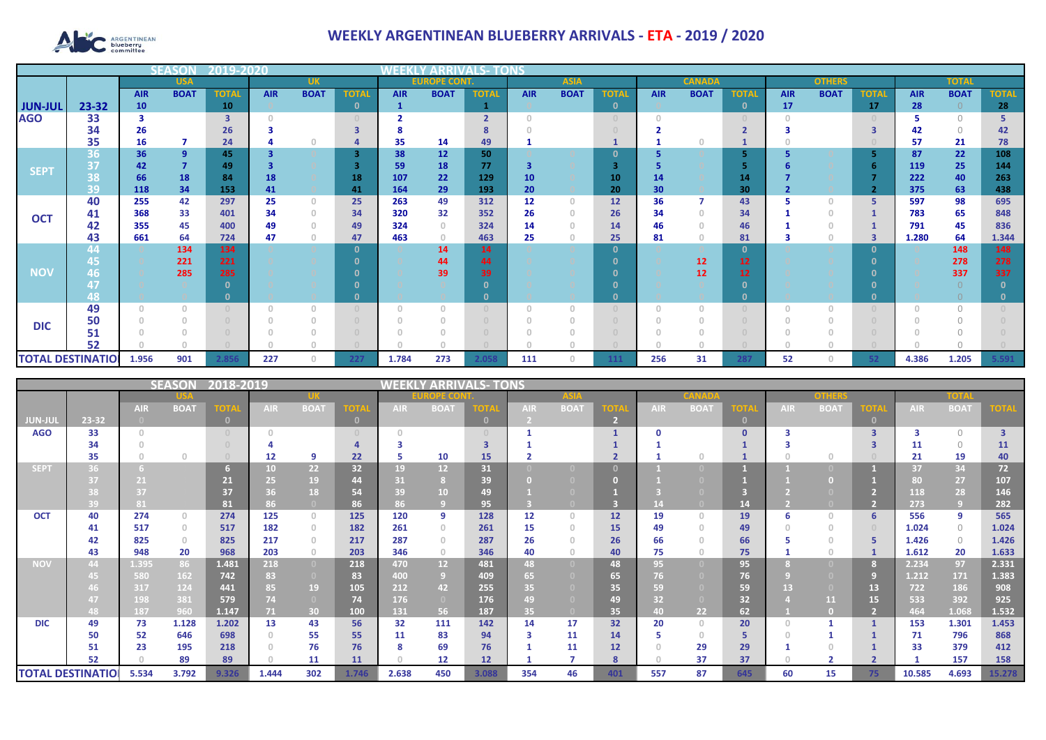# WEEKLY ARGENTINEAN BLUEBERRY ARRIVALS - ETA - 2019 / 2020

## SEASON 2019-2020 — WEEKLY ARRIVALS- TONS

| | | USA | | | UK | | | EUROPE CONT. | | | ASIA | | | CANADA | | | OTHERS | | | TOTAL | | |
|---|---|---|---|---|---|---|---|---|---|---|---|---|---|---|---|---|---|---|---|---|---|---|
| | | AIR | BOAT | TOTAL | AIR | BOAT | TOTAL | AIR | BOAT | TOTAL | AIR | BOAT | TOTAL | AIR | BOAT | TOTAL | AIR | BOAT | TOTAL | AIR | BOAT | TOTAL |
| JUN-JUL | 23-32 | 10 | | 10 | 0 | | 0 | 1 | | 1 | 0 | | 0 | 0 | | 0 | 17 | | 17 | 28 | 0 | 28 |
| AGO | 33 | 3 | | 3 | 0 | | 0 | 2 | | 2 | 0 | | 0 | 0 | | 0 | 0 | | 0 | 5 | 0 | 5 |
| | 34 | 26 | | 26 | 3 | | 3 | 8 | | 8 | 0 | | 0 | 2 | | 2 | 3 | | 3 | 42 | 0 | 42 |
| | 35 | 16 | 7 | 24 | 4 | 0 | 4 | 35 | 14 | 49 | 1 | | 1 | 1 | 0 | 1 | 0 | | 0 | 57 | 21 | 78 |
| SEPT | 36 | 36 | 9 | 45 | 3 | 0 | 3 | 38 | 12 | 50 | 0 | 0 | 0 | 5 | 0 | 5 | 5 | 0 | 5 | 87 | 22 | 108 |
| | 37 | 42 | 7 | 49 | 3 | 0 | 3 | 59 | 18 | 77 | 3 | 0 | 3 | 5 | 0 | 5 | 6 | 0 | 6 | 119 | 25 | 144 |
| | 38 | 66 | 18 | 84 | 18 | 0 | 18 | 107 | 22 | 129 | 10 | 0 | 10 | 14 | 0 | 14 | 7 | 0 | 7 | 222 | 40 | 263 |
| | 39 | 118 | 34 | 153 | 41 | 0 | 41 | 164 | 29 | 193 | 20 | 0 | 20 | 30 | 0 | 30 | 2 | 0 | 2 | 375 | 63 | 438 |
| OCT | 40 | 255 | 42 | 297 | 25 | 0 | 25 | 263 | 49 | 312 | 12 | 0 | 12 | 36 | 7 | 43 | 5 | 0 | 5 | 597 | 98 | 695 |
| | 41 | 368 | 33 | 401 | 34 | 0 | 34 | 320 | 32 | 352 | 26 | 0 | 26 | 34 | 0 | 34 | 1 | 0 | 1 | 783 | 65 | 848 |
| | 42 | 355 | 45 | 400 | 49 | 0 | 49 | 324 | 0 | 324 | 14 | 0 | 14 | 46 | 0 | 46 | 1 | 0 | 1 | 791 | 45 | 836 |
| | 43 | 661 | 64 | 724 | 47 | 0 | 47 | 463 | 0 | 463 | 25 | 0 | 25 | 81 | 0 | 81 | 3 | 0 | 3 | 1.280 | 64 | 1.344 |
| NOV | 44 | 0 | 134 | 134 | 0 | 0 | 0 | 0 | 14 | 14 | 0 | 0 | 0 | 0 | 0 | 0 | 0 | 0 | 0 | 0 | 148 | 148 |
| | 45 | 0 | 221 | 221 | 0 | 0 | 0 | 0 | 44 | 44 | 0 | 0 | 0 | 0 | 12 | 12 | 0 | 0 | 0 | 0 | 278 | 278 |
| | 46 | 0 | 285 | 285 | 0 | 0 | 0 | 0 | 39 | 39 | 0 | 0 | 0 | 0 | 12 | 12 | 0 | 0 | 0 | 0 | 337 | 337 |
| | 47 | 0 | 0 | 0 | 0 | 0 | 0 | 0 | 0 | 0 | 0 | 0 | 0 | 0 | 0 | 0 | 0 | 0 | 0 | 0 | 0 | 0 |
| | 48 | 0 | 0 | 0 | 0 | 0 | 0 | 0 | 0 | 0 | 0 | 0 | 0 | 0 | 0 | 0 | 0 | 0 | 0 | 0 | 0 | 0 |
| DIC | 49 | 0 | 0 | 0 | 0 | 0 | 0 | 0 | 0 | 0 | 0 | 0 | 0 | 0 | 0 | 0 | 0 | 0 | 0 | 0 | 0 | 0 |
| | 50 | 0 | 0 | 0 | 0 | 0 | 0 | 0 | 0 | 0 | 0 | 0 | 0 | 0 | 0 | 0 | 0 | 0 | 0 | 0 | 0 | 0 |
| | 51 | 0 | 0 | 0 | 0 | 0 | 0 | 0 | 0 | 0 | 0 | 0 | 0 | 0 | 0 | 0 | 0 | 0 | 0 | 0 | 0 | 0 |
| | 52 | 0 | 0 | 0 | 0 | 0 | 0 | 0 | 0 | 0 | 0 | 0 | 0 | 0 | 0 | 0 | 0 | 0 | 0 | 0 | 0 | 0 |
| TOTAL DESTINATION | | 1.956 | 901 | 2.856 | 227 | 0 | 227 | 1.784 | 273 | 2.058 | 111 | 0 | 111 | 256 | 31 | 287 | 52 | 0 | 52 | 4.386 | 1.205 | 5.591 |

## SEASON 2018-2019 — WEEKLY ARRIVALS- TONS

| | | USA | | | UK | | | EUROPE CONT. | | | ASIA | | | CANADA | | | OTHERS | | | TOTAL | | |
|---|---|---|---|---|---|---|---|---|---|---|---|---|---|---|---|---|---|---|---|---|---|---|
| | | AIR | BOAT | TOTAL | AIR | BOAT | TOTAL | AIR | BOAT | TOTAL | AIR | BOAT | TOTAL | AIR | BOAT | TOTAL | AIR | BOAT | TOTAL | AIR | BOAT | TOTAL |
| JUN-JUL | 23-32 | 0 | | 0 | | | 0 | | | 0 | 2 | | 2 | | | 0 | | | 0 | | | |
| AGO | 33 | 0 | | 0 | 0 | | 0 | 0 | | 0 | 1 | | 1 | 0 | | 0 | 3 | | 3 | 3 | 0 | 3 |
| | 34 | 0 | | 0 | 4 | | 4 | 3 | | 3 | 1 | | 1 | 1 | | 1 | 3 | | 3 | 11 | 0 | 11 |
| | 35 | 0 | 0 | 0 | 12 | 9 | 22 | 5 | 10 | 15 | 2 | | 2 | 1 | 0 | 1 | 0 | 0 | 0 | 21 | 19 | 40 |
| SEPT | 36 | 6 | | 6 | 10 | 22 | 32 | 19 | 12 | 31 | 0 | 0 | 0 | 1 | 0 | 1 | 1 | 0 | 1 | 37 | 34 | 72 |
| | 37 | 21 | | 21 | 25 | 19 | 44 | 31 | 8 | 39 | 0 | 0 | 0 | 1 | 0 | 1 | 1 | 0 | 1 | 80 | 27 | 107 |
| | 38 | 37 | | 37 | 36 | 18 | 54 | 39 | 10 | 49 | 1 | 0 | 1 | 3 | 0 | 3 | 2 | 0 | 2 | 118 | 28 | 146 |
| | 39 | 81 | | 81 | 86 | 0 | 86 | 86 | 9 | 95 | 3 | 0 | 3 | 14 | 0 | 14 | 2 | 0 | 2 | 273 | 9 | 282 |
| OCT | 40 | 274 | 0 | 274 | 125 | 0 | 125 | 120 | 9 | 128 | 12 | 0 | 12 | 19 | 0 | 19 | 6 | 0 | 6 | 556 | 9 | 565 |
| | 41 | 517 | 0 | 517 | 182 | 0 | 182 | 261 | 0 | 261 | 15 | 0 | 15 | 49 | 0 | 49 | 0 | 0 | 0 | 1.024 | 0 | 1.024 |
| | 42 | 825 | 0 | 825 | 217 | 0 | 217 | 287 | 0 | 287 | 26 | 0 | 26 | 66 | 0 | 66 | 5 | 0 | 5 | 1.426 | 0 | 1.426 |
| | 43 | 948 | 20 | 968 | 203 | 0 | 203 | 346 | 0 | 346 | 40 | 0 | 40 | 75 | 0 | 75 | 1 | 0 | 1 | 1.612 | 20 | 1.633 |
| NOV | 44 | 1.395 | 86 | 1.481 | 218 | 0 | 218 | 470 | 12 | 481 | 48 | 0 | 48 | 95 | 0 | 95 | 8 | 0 | 8 | 2.234 | 97 | 2.331 |
| | 45 | 580 | 162 | 742 | 83 | 0 | 83 | 400 | 9 | 409 | 65 | 0 | 65 | 76 | 0 | 76 | 9 | 0 | 9 | 1.212 | 171 | 1.383 |
| | 46 | 317 | 124 | 441 | 85 | 19 | 105 | 212 | 42 | 255 | 35 | 0 | 35 | 59 | 0 | 59 | 13 | 0 | 13 | 722 | 186 | 908 |
| | 47 | 198 | 381 | 579 | 74 | 0 | 74 | 176 | 0 | 176 | 49 | 0 | 49 | 32 | 0 | 32 | 4 | 11 | 15 | 533 | 392 | 925 |
| | 48 | 187 | 960 | 1.147 | 71 | 30 | 100 | 131 | 56 | 187 | 35 | 0 | 35 | 40 | 22 | 62 | 1 | 0 | 2 | 464 | 1.068 | 1.532 |
| DIC | 49 | 73 | 1.128 | 1.202 | 13 | 43 | 56 | 32 | 111 | 142 | 14 | 17 | 32 | 20 | 0 | 20 | 0 | 1 | 1 | 153 | 1.301 | 1.453 |
| | 50 | 52 | 646 | 698 | 0 | 55 | 55 | 11 | 83 | 94 | 3 | 11 | 14 | 5 | 0 | 5 | 0 | 1 | 1 | 71 | 796 | 868 |
| | 51 | 23 | 195 | 218 | 0 | 76 | 76 | 8 | 69 | 76 | 1 | 11 | 12 | 0 | 29 | 29 | 1 | 0 | 1 | 33 | 379 | 412 |
| | 52 | 0 | 89 | 89 | 0 | 11 | 11 | 0 | 12 | 12 | 1 | 7 | 8 | 0 | 37 | 37 | 0 | 2 | 2 | 1 | 157 | 158 |
| TOTAL DESTINATION | | 5.534 | 3.792 | 9.326 | 1.444 | 302 | 1.746 | 2.638 | 450 | 3.088 | 354 | 46 | 401 | 557 | 87 | 645 | 60 | 15 | 75 | 10.585 | 4.693 | 15.278 |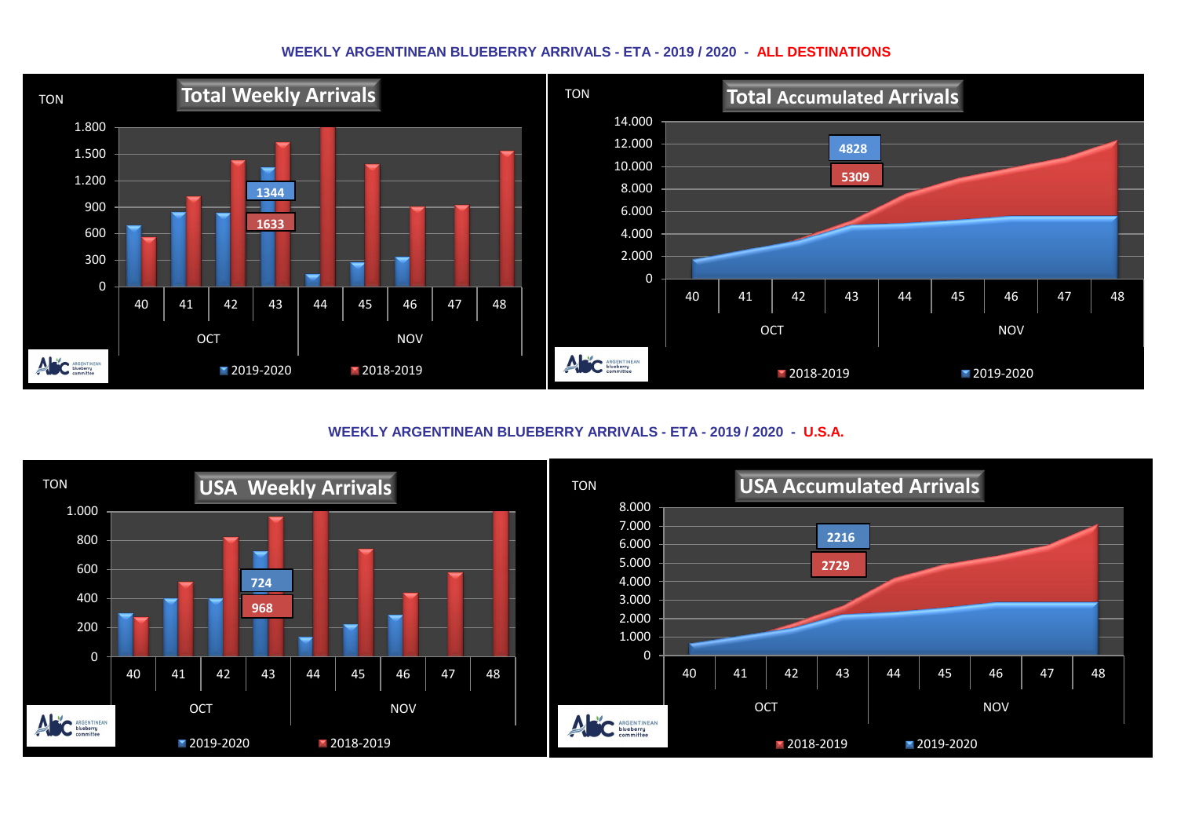## WEEKLY ARGENTINEAN BLUEBERRY ARRIVALS - ETA - 2019 / 2020 - ALL DESTINATIONS

**Total Weekly Arrivals**

TON

1.800
1.500
1.200
900
600
300
0

40 41 42 43 44 45 46 47 48

OCT NOV

1344
1633

2019-2020 2018-2019

**Total Accumulated Arrivals**

TON

14.000
12.000
10.000
8.000
6.000
4.000
2.000
0

40 41 42 43 44 45 46 47 48

OCT NOV

4828
5309

2018-2019 2019-2020

## WEEKLY ARGENTINEAN BLUEBERRY ARRIVALS - ETA - 2019 / 2020 - U.S.A.

**USA Weekly Arrivals**

TON

1.000
800
600
400
200
0

40 41 42 43 44 45 46 47 48

OCT NOV

724
968

2019-2020 2018-2019

**USA Accumulated Arrivals**

TON

8.000
7.000
6.000
5.000
4.000
3.000
2.000
1.000
0

40 41 42 43 44 45 46 47 48

OCT NOV

2216
2729

2018-2019 2019-2020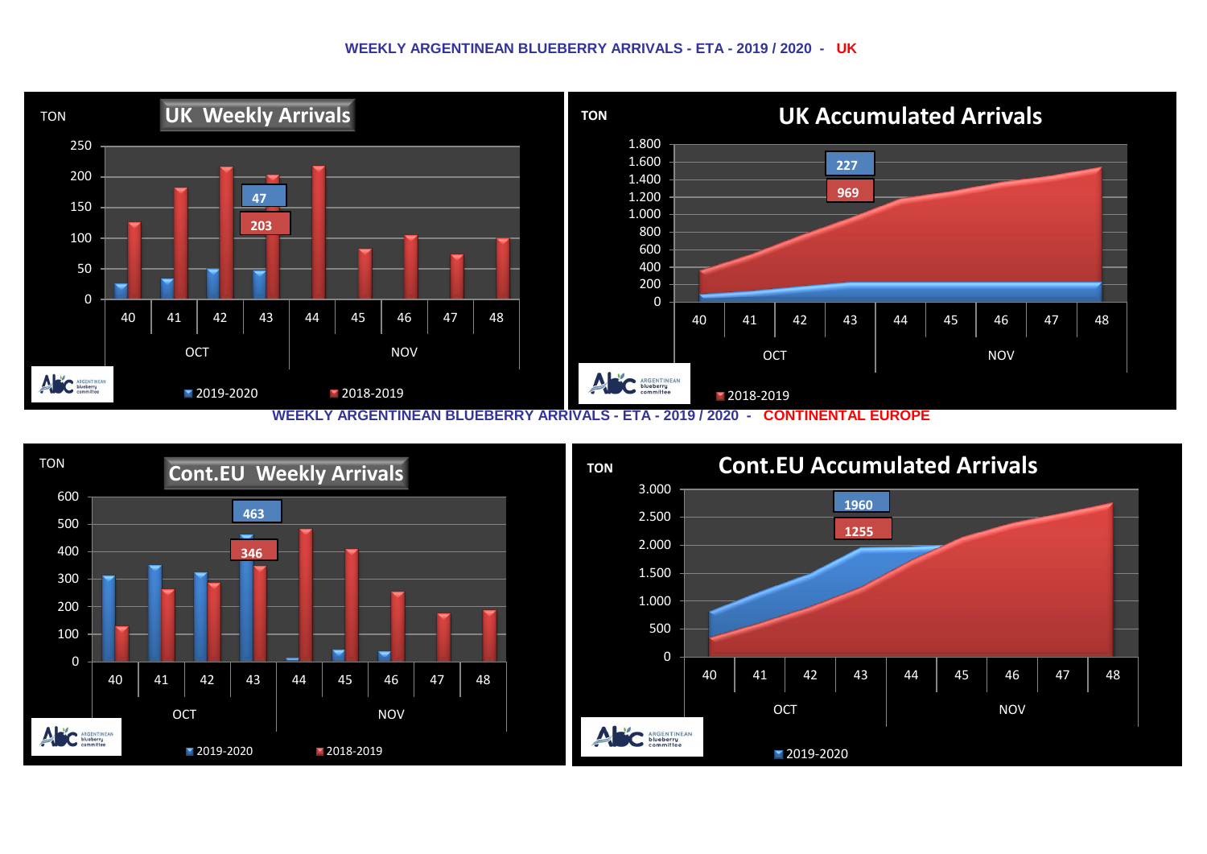## WEEKLY ARGENTINEAN BLUEBERRY ARRIVALS - ETA - 2019 / 2020 - UK

**UK Weekly Arrivals**

TON

250
200
150
100
50
0

| 40 | 41 | 42 | 43 | 44 | 45 | 46 | 47 | 48 |
|---|---|---|---|---|---|---|---|---|
| OCT | | | | NOV | | | | |

47

203

2019-2020 | 2018-2019

**UK Accumulated Arrivals**

TON

1.800
1.600
1.400
1.200
1.000
800
600
400
200
0

| 40 | 41 | 42 | 43 | 44 | 45 | 46 | 47 | 48 |
|---|---|---|---|---|---|---|---|---|
| OCT | | | | NOV | | | | |

227

969

2018-2019

## WEEKLY ARGENTINEAN BLUEBERRY ARRIVALS - ETA - 2019 / 2020 - CONTINENTAL EUROPE

**Cont.EU Weekly Arrivals**

TON

600
500
400
300
200
100
0

| 40 | 41 | 42 | 43 | 44 | 45 | 46 | 47 | 48 |
|---|---|---|---|---|---|---|---|---|
| OCT | | | | NOV | | | | |

463

346

2019-2020 | 2018-2019

**Cont.EU Accumulated Arrivals**

TON

3.000
2.500
2.000
1.500
1.000
500
0

| 40 | 41 | 42 | 43 | 44 | 45 | 46 | 47 | 48 |
|---|---|---|---|---|---|---|---|---|
| OCT | | | | NOV | | | | |

1960

1255

2019-2020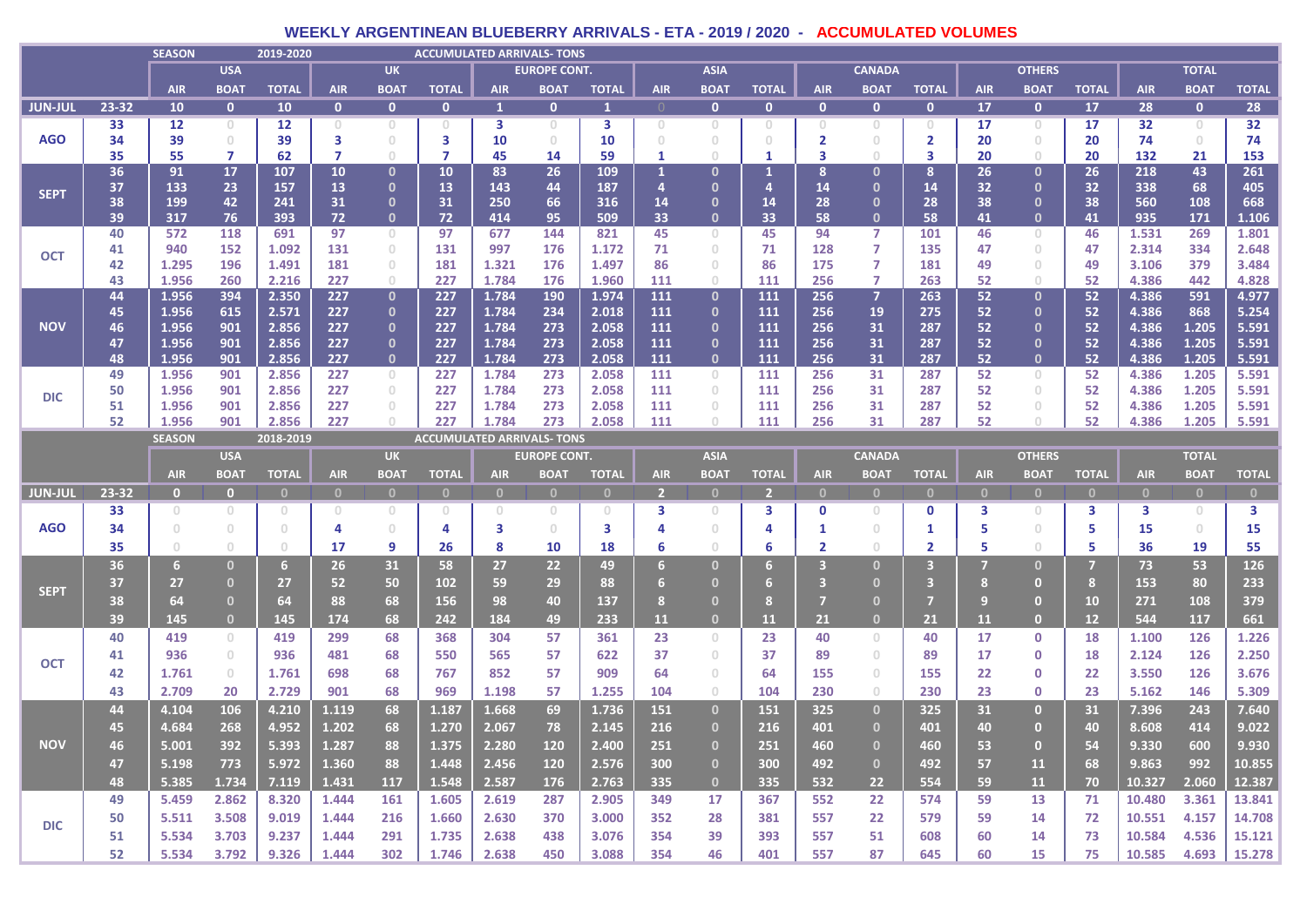# WEEKLY ARGENTINEAN BLUEBERRY ARRIVALS - ETA - 2019 / 2020 - ACCUMULATED VOLUMES

| SEASON | 2019-2020 | ACCUMULATED ARRIVALS- TONS | | | | | | | | | | | | | | | | | | | | |
|---|---|---|---|---|---|---|---|---|---|---|---|---|---|---|---|---|---|---|---|---|---|---|
| | | USA | | | UK | | | EUROPE CONT. | | | ASIA | | | CANADA | | | OTHERS | | | TOTAL | | |
| | | AIR | BOAT | TOTAL | AIR | BOAT | TOTAL | AIR | BOAT | TOTAL | AIR | BOAT | TOTAL | AIR | BOAT | TOTAL | AIR | BOAT | TOTAL | AIR | BOAT | TOTAL |
| JUN-JUL | 23-32 | 10 | 0 | 10 | 0 | 0 | 0 | 1 | 0 | 1 | 0 | 0 | 0 | 0 | 0 | 0 | 17 | 0 | 17 | 28 | 0 | 28 |
| AGO | 33 | 12 | 0 | 12 | 0 | 0 | 0 | 3 | 0 | 3 | 0 | 0 | 0 | 0 | 0 | 0 | 17 | 0 | 17 | 32 | 0 | 32 |
| | 34 | 39 | 0 | 39 | 3 | 0 | 3 | 10 | 0 | 10 | 0 | 0 | 0 | 2 | 0 | 2 | 20 | 0 | 20 | 74 | 0 | 74 |
| | 35 | 55 | 7 | 62 | 7 | 0 | 7 | 45 | 14 | 59 | 1 | 0 | 1 | 3 | 0 | 3 | 20 | 0 | 20 | 132 | 21 | 153 |
| SEPT | 36 | 91 | 17 | 107 | 10 | 0 | 10 | 83 | 26 | 109 | 1 | 0 | 1 | 8 | 0 | 8 | 26 | 0 | 26 | 218 | 43 | 261 |
| | 37 | 133 | 23 | 157 | 13 | 0 | 13 | 143 | 44 | 187 | 4 | 0 | 4 | 14 | 0 | 14 | 32 | 0 | 32 | 338 | 68 | 405 |
| | 38 | 199 | 42 | 241 | 31 | 0 | 31 | 250 | 66 | 316 | 14 | 0 | 14 | 28 | 0 | 28 | 38 | 0 | 38 | 560 | 108 | 668 |
| | 39 | 317 | 76 | 393 | 72 | 0 | 72 | 414 | 95 | 509 | 33 | 0 | 33 | 58 | 0 | 58 | 41 | 0 | 41 | 935 | 171 | 1.106 |
| OCT | 40 | 572 | 118 | 691 | 97 | 0 | 97 | 677 | 144 | 821 | 45 | 0 | 45 | 94 | 7 | 101 | 46 | 0 | 46 | 1.531 | 269 | 1.801 |
| | 41 | 940 | 152 | 1.092 | 131 | 0 | 131 | 997 | 176 | 1.172 | 71 | 0 | 71 | 128 | 7 | 135 | 47 | 0 | 47 | 2.314 | 334 | 2.648 |
| | 42 | 1.295 | 196 | 1.491 | 181 | 0 | 181 | 1.321 | 176 | 1.497 | 86 | 0 | 86 | 175 | 7 | 181 | 49 | 0 | 49 | 3.106 | 379 | 3.484 |
| | 43 | 1.956 | 260 | 2.216 | 227 | 0 | 227 | 1.784 | 176 | 1.960 | 111 | 0 | 111 | 256 | 7 | 263 | 52 | 0 | 52 | 4.386 | 442 | 4.828 |
| NOV | 44 | 1.956 | 394 | 2.350 | 227 | 0 | 227 | 1.784 | 190 | 1.974 | 111 | 0 | 111 | 256 | 7 | 263 | 52 | 0 | 52 | 4.386 | 591 | 4.977 |
| | 45 | 1.956 | 615 | 2.571 | 227 | 0 | 227 | 1.784 | 234 | 2.018 | 111 | 0 | 111 | 256 | 19 | 275 | 52 | 0 | 52 | 4.386 | 868 | 5.254 |
| | 46 | 1.956 | 901 | 2.856 | 227 | 0 | 227 | 1.784 | 273 | 2.058 | 111 | 0 | 111 | 256 | 31 | 287 | 52 | 0 | 52 | 4.386 | 1.205 | 5.591 |
| | 47 | 1.956 | 901 | 2.856 | 227 | 0 | 227 | 1.784 | 273 | 2.058 | 111 | 0 | 111 | 256 | 31 | 287 | 52 | 0 | 52 | 4.386 | 1.205 | 5.591 |
| | 48 | 1.956 | 901 | 2.856 | 227 | 0 | 227 | 1.784 | 273 | 2.058 | 111 | 0 | 111 | 256 | 31 | 287 | 52 | 0 | 52 | 4.386 | 1.205 | 5.591 |
| DIC | 49 | 1.956 | 901 | 2.856 | 227 | 0 | 227 | 1.784 | 273 | 2.058 | 111 | 0 | 111 | 256 | 31 | 287 | 52 | 0 | 52 | 4.386 | 1.205 | 5.591 |
| | 50 | 1.956 | 901 | 2.856 | 227 | 0 | 227 | 1.784 | 273 | 2.058 | 111 | 0 | 111 | 256 | 31 | 287 | 52 | 0 | 52 | 4.386 | 1.205 | 5.591 |
| | 51 | 1.956 | 901 | 2.856 | 227 | 0 | 227 | 1.784 | 273 | 2.058 | 111 | 0 | 111 | 256 | 31 | 287 | 52 | 0 | 52 | 4.386 | 1.205 | 5.591 |
| | 52 | 1.956 | 901 | 2.856 | 227 | 0 | 227 | 1.784 | 273 | 2.058 | 111 | 0 | 111 | 256 | 31 | 287 | 52 | 0 | 52 | 4.386 | 1.205 | 5.591 |

| SEASON | 2018-2019 | ACCUMULATED ARRIVALS- TONS | | | | | | | | | | | | | | | | | | | | |
|---|---|---|---|---|---|---|---|---|---|---|---|---|---|---|---|---|---|---|---|---|---|---|
| | | USA | | | UK | | | EUROPE CONT. | | | ASIA | | | CANADA | | | OTHERS | | | TOTAL | | |
| | | AIR | BOAT | TOTAL | AIR | BOAT | TOTAL | AIR | BOAT | TOTAL | AIR | BOAT | TOTAL | AIR | BOAT | TOTAL | AIR | BOAT | TOTAL | AIR | BOAT | TOTAL |
| JUN-JUL | 23-32 | 0 | 0 | 0 | 0 | 0 | 0 | 0 | 0 | 0 | 2 | 0 | 2 | 0 | 0 | 0 | 0 | 0 | 0 | 0 | 0 | 0 |
| AGO | 33 | 0 | 0 | 0 | 0 | 0 | 0 | 0 | 0 | 0 | 3 | 0 | 3 | 0 | 0 | 0 | 3 | 0 | 3 | 3 | 0 | 3 |
| | 34 | 0 | 0 | 0 | 4 | 0 | 4 | 3 | 0 | 3 | 4 | 0 | 4 | 1 | 0 | 1 | 5 | 0 | 5 | 15 | 0 | 15 |
| | 35 | 0 | 0 | 0 | 17 | 9 | 26 | 8 | 10 | 18 | 6 | 0 | 6 | 2 | 0 | 2 | 5 | 0 | 5 | 36 | 19 | 55 |
| SEPT | 36 | 6 | 0 | 6 | 26 | 31 | 58 | 27 | 22 | 49 | 6 | 0 | 6 | 3 | 0 | 3 | 7 | 0 | 7 | 73 | 53 | 126 |
| | 37 | 27 | 0 | 27 | 52 | 50 | 102 | 59 | 29 | 88 | 6 | 0 | 6 | 3 | 0 | 3 | 8 | 0 | 8 | 153 | 80 | 233 |
| | 38 | 64 | 0 | 64 | 88 | 68 | 156 | 98 | 40 | 137 | 8 | 0 | 8 | 7 | 0 | 7 | 9 | 0 | 10 | 271 | 108 | 379 |
| | 39 | 145 | 0 | 145 | 174 | 68 | 242 | 184 | 49 | 233 | 11 | 0 | 11 | 21 | 0 | 21 | 11 | 0 | 12 | 544 | 117 | 661 |
| OCT | 40 | 419 | 0 | 419 | 299 | 68 | 368 | 304 | 57 | 361 | 23 | 0 | 23 | 40 | 0 | 40 | 17 | 0 | 18 | 1.100 | 126 | 1.226 |
| | 41 | 936 | 0 | 936 | 481 | 68 | 550 | 565 | 57 | 622 | 37 | 0 | 37 | 89 | 0 | 89 | 17 | 0 | 18 | 2.124 | 126 | 2.250 |
| | 42 | 1.761 | 0 | 1.761 | 698 | 68 | 767 | 852 | 57 | 909 | 64 | 0 | 64 | 155 | 0 | 155 | 22 | 0 | 22 | 3.550 | 126 | 3.676 |
| | 43 | 2.709 | 20 | 2.729 | 901 | 68 | 969 | 1.198 | 57 | 1.255 | 104 | 0 | 104 | 230 | 0 | 230 | 23 | 0 | 23 | 5.162 | 146 | 5.309 |
| NOV | 44 | 4.104 | 106 | 4.210 | 1.119 | 68 | 1.187 | 1.668 | 69 | 1.736 | 151 | 0 | 151 | 325 | 0 | 325 | 31 | 0 | 31 | 7.396 | 243 | 7.640 |
| | 45 | 4.684 | 268 | 4.952 | 1.202 | 68 | 1.270 | 2.067 | 78 | 2.145 | 216 | 0 | 216 | 401 | 0 | 401 | 40 | 0 | 40 | 8.608 | 414 | 9.022 |
| | 46 | 5.001 | 392 | 5.393 | 1.287 | 88 | 1.375 | 2.280 | 120 | 2.400 | 251 | 0 | 251 | 460 | 0 | 460 | 53 | 0 | 54 | 9.330 | 600 | 9.930 |
| | 47 | 5.198 | 773 | 5.972 | 1.360 | 88 | 1.448 | 2.456 | 120 | 2.576 | 300 | 0 | 300 | 492 | 0 | 492 | 57 | 11 | 68 | 9.863 | 992 | 10.855 |
| | 48 | 5.385 | 1.734 | 7.119 | 1.431 | 117 | 1.548 | 2.587 | 176 | 2.763 | 335 | 0 | 335 | 532 | 22 | 554 | 59 | 11 | 70 | 10.327 | 2.060 | 12.387 |
| DIC | 49 | 5.459 | 2.862 | 8.320 | 1.444 | 161 | 1.605 | 2.619 | 287 | 2.905 | 349 | 17 | 367 | 552 | 22 | 574 | 59 | 13 | 71 | 10.480 | 3.361 | 13.841 |
| | 50 | 5.511 | 3.508 | 9.019 | 1.444 | 216 | 1.660 | 2.630 | 370 | 3.000 | 352 | 28 | 381 | 557 | 22 | 579 | 59 | 14 | 72 | 10.551 | 4.157 | 14.708 |
| | 51 | 5.534 | 3.703 | 9.237 | 1.444 | 291 | 1.735 | 2.638 | 438 | 3.076 | 354 | 39 | 393 | 557 | 51 | 608 | 60 | 14 | 73 | 10.584 | 4.536 | 15.121 |
| | 52 | 5.534 | 3.792 | 9.326 | 1.444 | 302 | 1.746 | 2.638 | 450 | 3.088 | 354 | 46 | 401 | 557 | 87 | 645 | 60 | 15 | 75 | 10.585 | 4.693 | 15.278 |